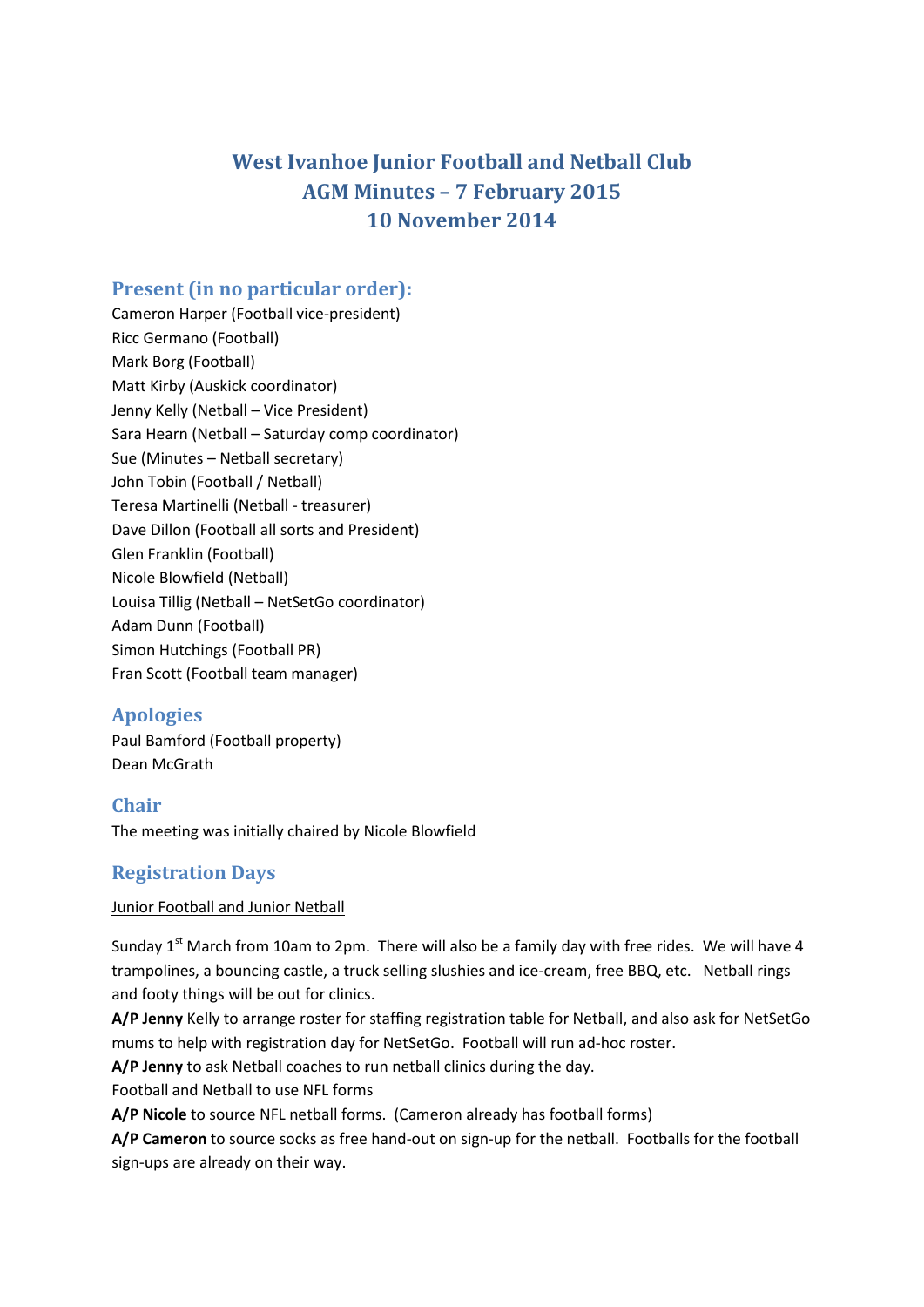# West Ivanhoe Junior Football and Netball Club
# AGM Minutes – 7 February 2015
# 10 November 2014

## Present (in no particular order):

Cameron Harper (Football vice-president)
Ricc Germano (Football)
Mark Borg (Football)
Matt Kirby (Auskick coordinator)
Jenny Kelly (Netball – Vice President)
Sara Hearn (Netball – Saturday comp coordinator)
Sue (Minutes – Netball secretary)
John Tobin (Football / Netball)
Teresa Martinelli (Netball - treasurer)
Dave Dillon (Football all sorts and President)
Glen Franklin (Football)
Nicole Blowfield (Netball)
Louisa Tillig (Netball – NetSetGo coordinator)
Adam Dunn (Football)
Simon Hutchings (Football PR)
Fran Scott (Football team manager)

## Apologies

Paul Bamford (Football property)
Dean McGrath

## Chair

The meeting was initially chaired by Nicole Blowfield

## Registration Days

Junior Football and Junior Netball

Sunday 1st March from 10am to 2pm. There will also be a family day with free rides. We will have 4 trampolines, a bouncing castle, a truck selling slushies and ice-cream, free BBQ, etc. Netball rings and footy things will be out for clinics.

**A/P Jenny** Kelly to arrange roster for staffing registration table for Netball, and also ask for NetSetGo mums to help with registration day for NetSetGo. Football will run ad-hoc roster.

**A/P Jenny** to ask Netball coaches to run netball clinics during the day.

Football and Netball to use NFL forms

**A/P Nicole** to source NFL netball forms. (Cameron already has football forms)

**A/P Cameron** to source socks as free hand-out on sign-up for the netball. Footballs for the football sign-ups are already on their way.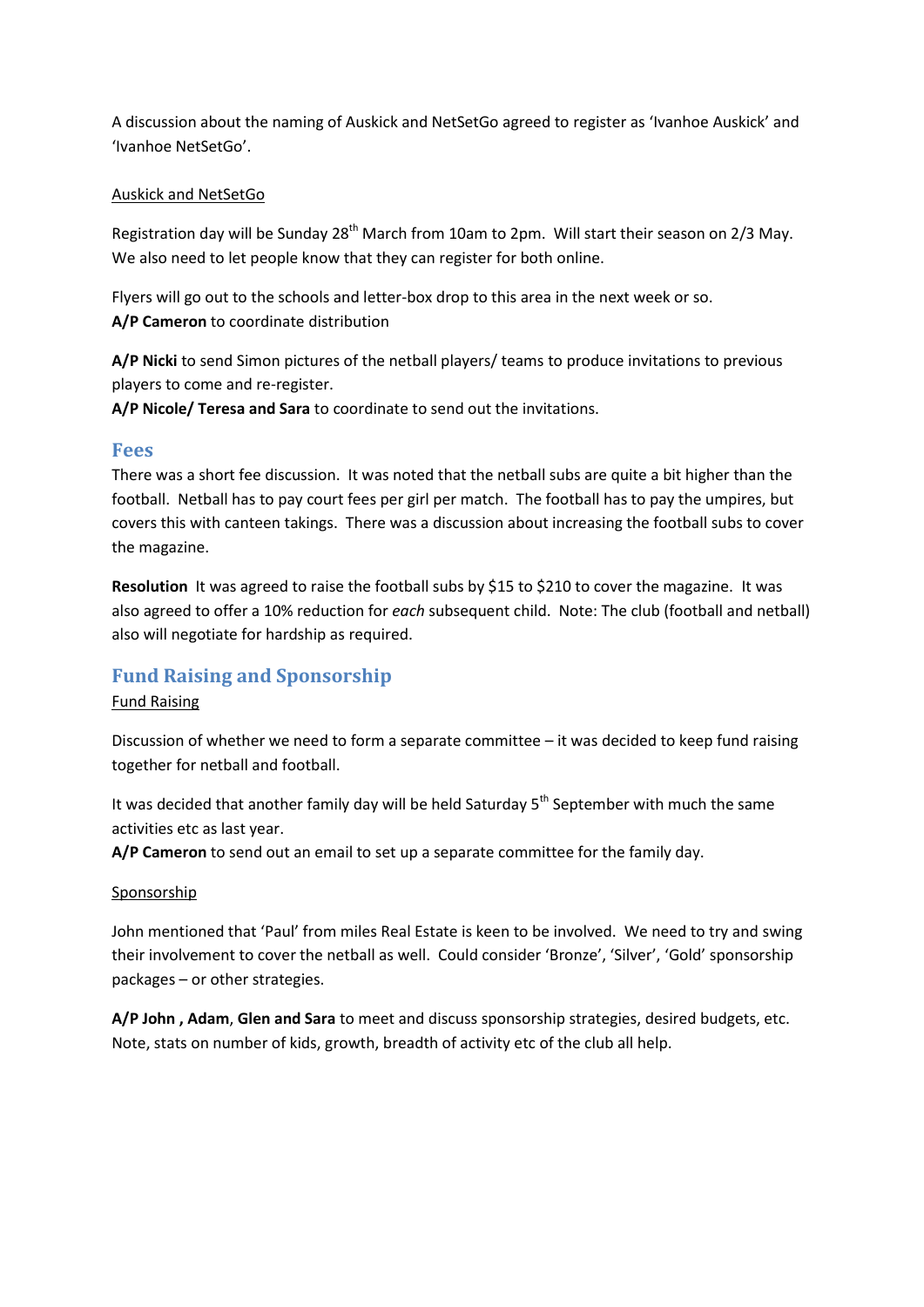A discussion about the naming of Auskick and NetSetGo agreed to register as 'Ivanhoe Auskick' and 'Ivanhoe NetSetGo'.

Auskick and NetSetGo

Registration day will be Sunday 28th March from 10am to 2pm. Will start their season on 2/3 May. We also need to let people know that they can register for both online.

Flyers will go out to the schools and letter-box drop to this area in the next week or so.
**A/P Cameron** to coordinate distribution

**A/P Nicki** to send Simon pictures of the netball players/ teams to produce invitations to previous players to come and re-register.
**A/P Nicole/ Teresa and Sara** to coordinate to send out the invitations.

## Fees

There was a short fee discussion. It was noted that the netball subs are quite a bit higher than the football. Netball has to pay court fees per girl per match. The football has to pay the umpires, but covers this with canteen takings. There was a discussion about increasing the football subs to cover the magazine.

**Resolution** It was agreed to raise the football subs by $15 to $210 to cover the magazine. It was also agreed to offer a 10% reduction for *each* subsequent child. Note: The club (football and netball) also will negotiate for hardship as required.

## Fund Raising and Sponsorship

Fund Raising

Discussion of whether we need to form a separate committee – it was decided to keep fund raising together for netball and football.

It was decided that another family day will be held Saturday 5th September with much the same activities etc as last year.
**A/P Cameron** to send out an email to set up a separate committee for the family day.

Sponsorship

John mentioned that 'Paul' from miles Real Estate is keen to be involved. We need to try and swing their involvement to cover the netball as well. Could consider 'Bronze', 'Silver', 'Gold' sponsorship packages – or other strategies.

**A/P John , Adam**, **Glen and Sara** to meet and discuss sponsorship strategies, desired budgets, etc. Note, stats on number of kids, growth, breadth of activity etc of the club all help.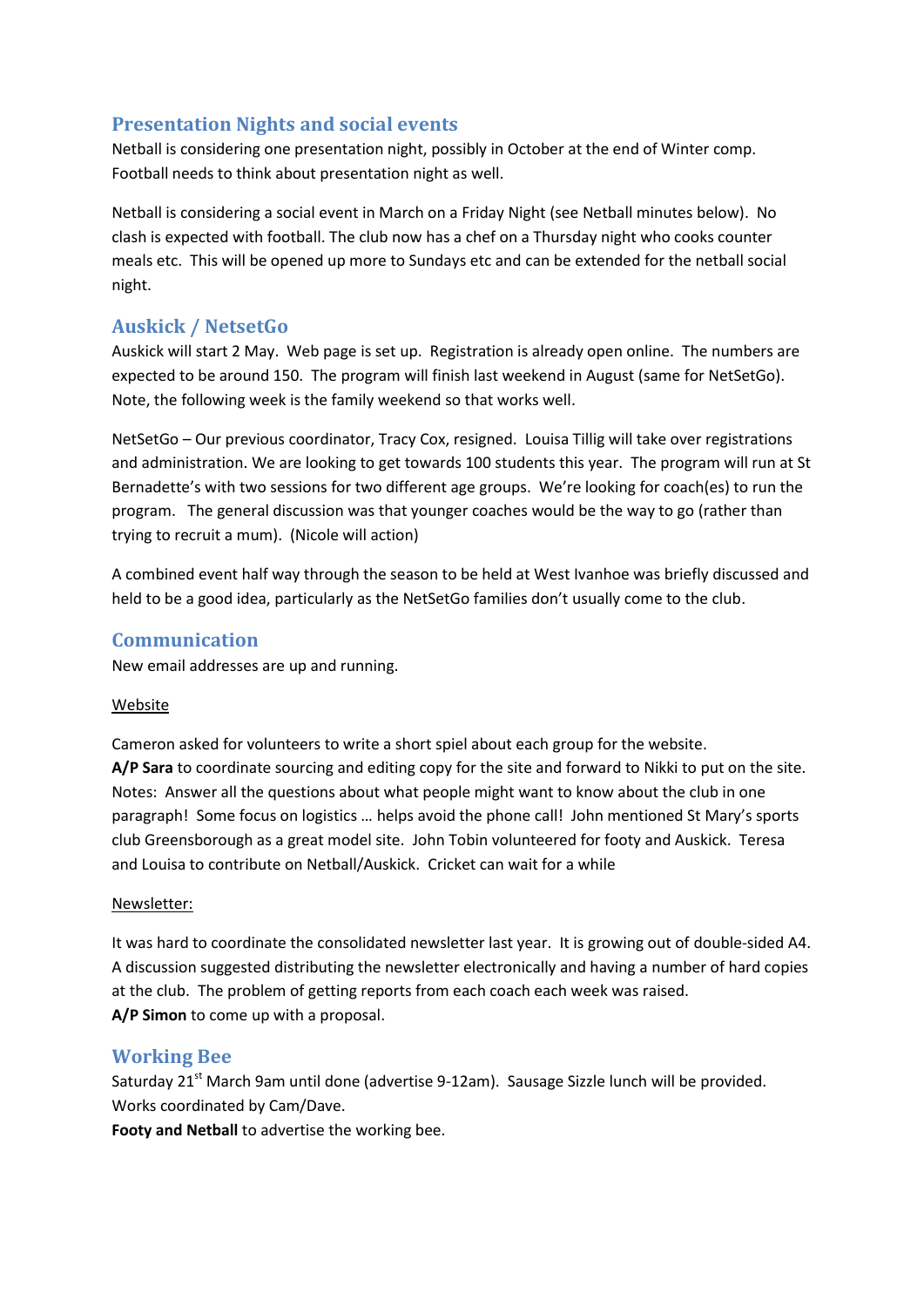## Presentation Nights and social events

Netball is considering one presentation night, possibly in October at the end of Winter comp. Football needs to think about presentation night as well.

Netball is considering a social event in March on a Friday Night (see Netball minutes below). No clash is expected with football. The club now has a chef on a Thursday night who cooks counter meals etc. This will be opened up more to Sundays etc and can be extended for the netball social night.

## Auskick / NetsetGo

Auskick will start 2 May. Web page is set up. Registration is already open online. The numbers are expected to be around 150. The program will finish last weekend in August (same for NetSetGo). Note, the following week is the family weekend so that works well.

NetSetGo – Our previous coordinator, Tracy Cox, resigned. Louisa Tillig will take over registrations and administration. We are looking to get towards 100 students this year. The program will run at St Bernadette's with two sessions for two different age groups. We're looking for coach(es) to run the program. The general discussion was that younger coaches would be the way to go (rather than trying to recruit a mum). (Nicole will action)

A combined event half way through the season to be held at West Ivanhoe was briefly discussed and held to be a good idea, particularly as the NetSetGo families don't usually come to the club.

## Communication

New email addresses are up and running.

<u>Website</u>

Cameron asked for volunteers to write a short spiel about each group for the website.
**A/P Sara** to coordinate sourcing and editing copy for the site and forward to Nikki to put on the site.
Notes: Answer all the questions about what people might want to know about the club in one paragraph! Some focus on logistics … helps avoid the phone call! John mentioned St Mary's sports club Greensborough as a great model site. John Tobin volunteered for footy and Auskick. Teresa and Louisa to contribute on Netball/Auskick. Cricket can wait for a while

<u>Newsletter:</u>

It was hard to coordinate the consolidated newsletter last year. It is growing out of double-sided A4. A discussion suggested distributing the newsletter electronically and having a number of hard copies at the club. The problem of getting reports from each coach each week was raised.
**A/P Simon** to come up with a proposal.

## Working Bee

Saturday 21st March 9am until done (advertise 9-12am). Sausage Sizzle lunch will be provided.
Works coordinated by Cam/Dave.
**Footy and Netball** to advertise the working bee.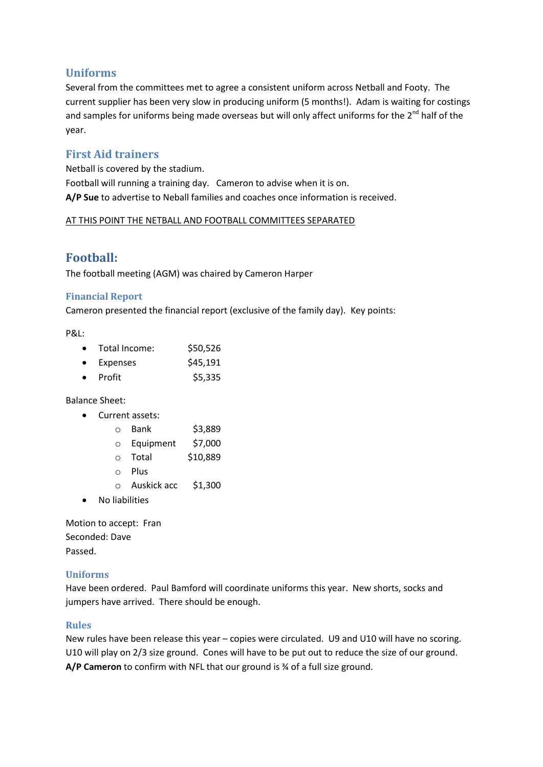## Uniforms

Several from the committees met to agree a consistent uniform across Netball and Footy. The current supplier has been very slow in producing uniform (5 months!). Adam is waiting for costings and samples for uniforms being made overseas but will only affect uniforms for the 2nd half of the year.

## First Aid trainers

Netball is covered by the stadium.
Football will running a training day. Cameron to advise when it is on.
**A/P Sue** to advertise to Neball families and coaches once information is received.

<u>AT THIS POINT THE NETBALL AND FOOTBALL COMMITTEES SEPARATED</u>

# Football:

The football meeting (AGM) was chaired by Cameron Harper

### Financial Report

Cameron presented the financial report (exclusive of the family day). Key points:

P&L:

- Total Income: $50,526
- Expenses $45,191
- Profit $5,335

Balance Sheet:

- Current assets:
  - Bank $3,889
  - Equipment $7,000
  - Total $10,889
  - Plus
  - Auskick acc $1,300
- No liabilities

Motion to accept: Fran
Seconded: Dave
Passed.

### Uniforms

Have been ordered. Paul Bamford will coordinate uniforms this year. New shorts, socks and jumpers have arrived. There should be enough.

### Rules

New rules have been release this year – copies were circulated. U9 and U10 will have no scoring. U10 will play on 2/3 size ground. Cones will have to be put out to reduce the size of our ground.
**A/P Cameron** to confirm with NFL that our ground is ¾ of a full size ground.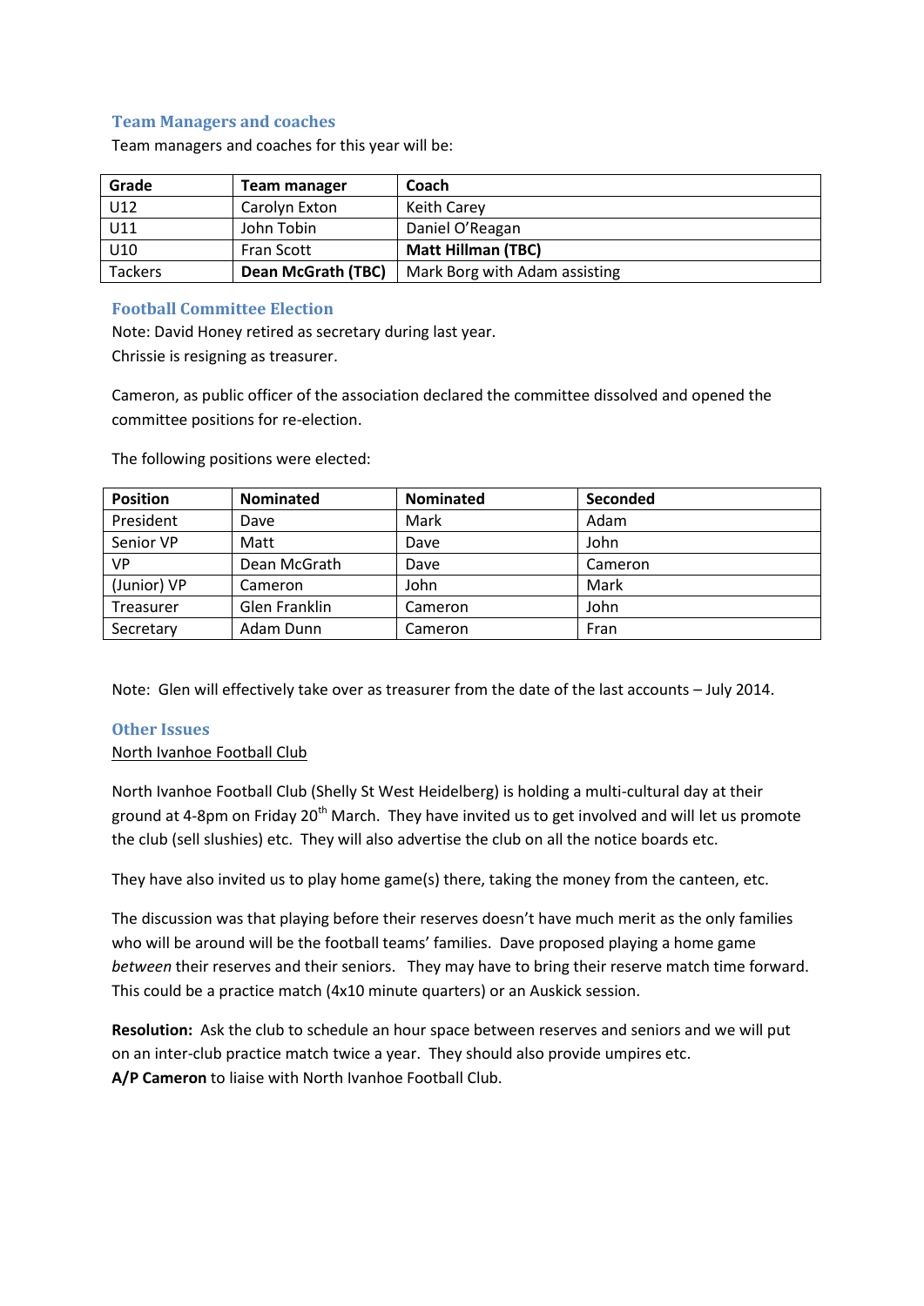### Team Managers and coaches

Team managers and coaches for this year will be:

| Grade | Team manager | Coach |
|---|---|---|
| U12 | Carolyn Exton | Keith Carey |
| U11 | John Tobin | Daniel O'Reagan |
| U10 | Fran Scott | **Matt Hillman (TBC)** |
| Tackers | **Dean McGrath (TBC)** | Mark Borg with Adam assisting |

### Football Committee Election

Note: David Honey retired as secretary during last year.
Chrissie is resigning as treasurer.

Cameron, as public officer of the association declared the committee dissolved and opened the committee positions for re-election.

The following positions were elected:

| Position | Nominated | Nominated | Seconded |
|---|---|---|---|
| President | Dave | Mark | Adam |
| Senior VP | Matt | Dave | John |
| VP | Dean McGrath | Dave | Cameron |
| (Junior) VP | Cameron | John | Mark |
| Treasurer | Glen Franklin | Cameron | John |
| Secretary | Adam Dunn | Cameron | Fran |

Note: Glen will effectively take over as treasurer from the date of the last accounts – July 2014.

### Other Issues

North Ivanhoe Football Club

North Ivanhoe Football Club (Shelly St West Heidelberg) is holding a multi-cultural day at their ground at 4-8pm on Friday 20th March. They have invited us to get involved and will let us promote the club (sell slushies) etc. They will also advertise the club on all the notice boards etc.

They have also invited us to play home game(s) there, taking the money from the canteen, etc.

The discussion was that playing before their reserves doesn't have much merit as the only families who will be around will be the football teams' families. Dave proposed playing a home game *between* their reserves and their seniors. They may have to bring their reserve match time forward. This could be a practice match (4x10 minute quarters) or an Auskick session.

**Resolution:** Ask the club to schedule an hour space between reserves and seniors and we will put on an inter-club practice match twice a year. They should also provide umpires etc.
**A/P Cameron** to liaise with North Ivanhoe Football Club.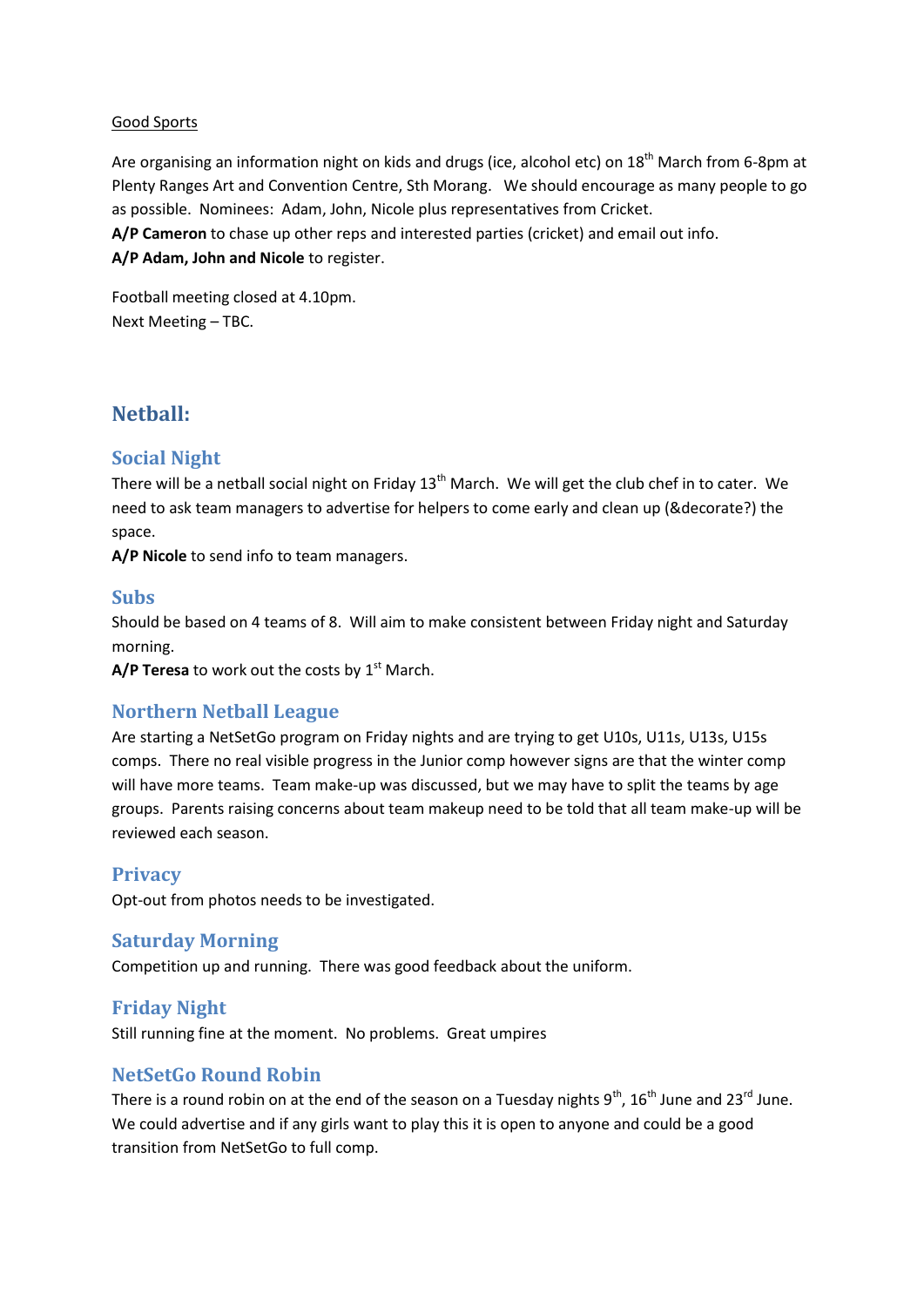Good Sports

Are organising an information night on kids and drugs (ice, alcohol etc) on 18th March from 6-8pm at Plenty Ranges Art and Convention Centre, Sth Morang. We should encourage as many people to go as possible. Nominees: Adam, John, Nicole plus representatives from Cricket.
**A/P Cameron** to chase up other reps and interested parties (cricket) and email out info.
**A/P Adam, John and Nicole** to register.

Football meeting closed at 4.10pm.
Next Meeting – TBC.

# Netball:

## Social Night

There will be a netball social night on Friday 13th March. We will get the club chef in to cater. We need to ask team managers to advertise for helpers to come early and clean up (&decorate?) the space.
**A/P Nicole** to send info to team managers.

## Subs

Should be based on 4 teams of 8. Will aim to make consistent between Friday night and Saturday morning.
**A/P Teresa** to work out the costs by 1st March.

## Northern Netball League

Are starting a NetSetGo program on Friday nights and are trying to get U10s, U11s, U13s, U15s comps. There no real visible progress in the Junior comp however signs are that the winter comp will have more teams. Team make-up was discussed, but we may have to split the teams by age groups. Parents raising concerns about team makeup need to be told that all team make-up will be reviewed each season.

## Privacy

Opt-out from photos needs to be investigated.

## Saturday Morning

Competition up and running. There was good feedback about the uniform.

## Friday Night

Still running fine at the moment. No problems. Great umpires

## NetSetGo Round Robin

There is a round robin on at the end of the season on a Tuesday nights 9th, 16th June and 23rd June. We could advertise and if any girls want to play this it is open to anyone and could be a good transition from NetSetGo to full comp.